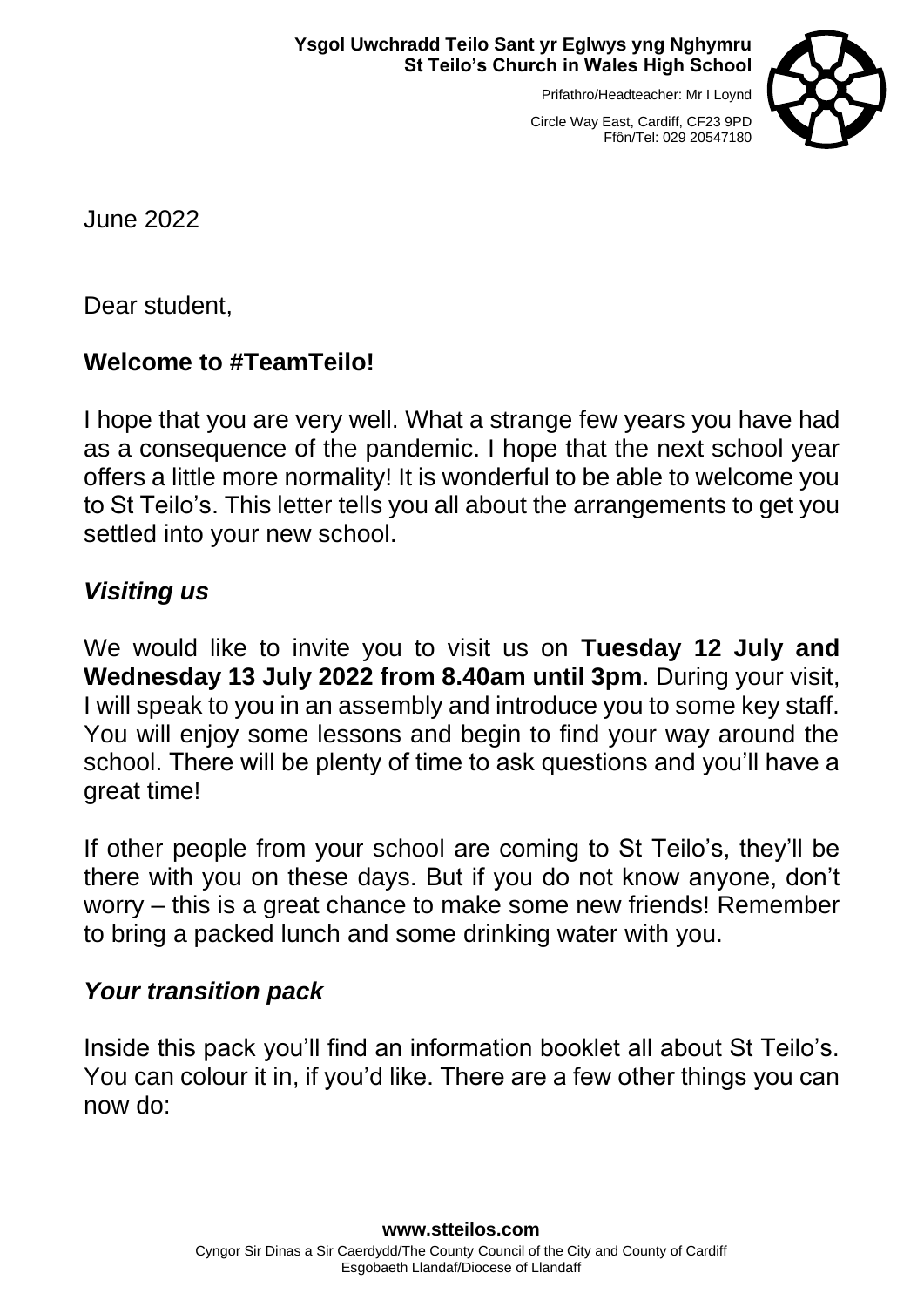**Ysgol Uwchradd Teilo Sant yr Eglwys yng Nghymru**
**St Teilo's Church in Wales High School**

Prifathro/Headteacher: Mr I Loynd

Circle Way East, Cardiff, CF23 9PD
Ffôn/Tel: 029 20547180

June 2022

Dear student,

## Welcome to #TeamTeilo!

I hope that you are very well. What a strange few years you have had as a consequence of the pandemic. I hope that the next school year offers a little more normality! It is wonderful to be able to welcome you to St Teilo's. This letter tells you all about the arrangements to get you settled into your new school.

### *Visiting us*

We would like to invite you to visit us on **Tuesday 12 July and Wednesday 13 July 2022 from 8.40am until 3pm**. During your visit, I will speak to you in an assembly and introduce you to some key staff. You will enjoy some lessons and begin to find your way around the school. There will be plenty of time to ask questions and you'll have a great time!

If other people from your school are coming to St Teilo's, they'll be there with you on these days. But if you do not know anyone, don't worry – this is a great chance to make some new friends! Remember to bring a packed lunch and some drinking water with you.

### *Your transition pack*

Inside this pack you'll find an information booklet all about St Teilo's. You can colour it in, if you'd like. There are a few other things you can now do:

**www.stteilos.com**
Cyngor Sir Dinas a Sir Caerdydd/The County Council of the City and County of Cardiff
Esgobaeth Llandaf/Diocese of Llandaff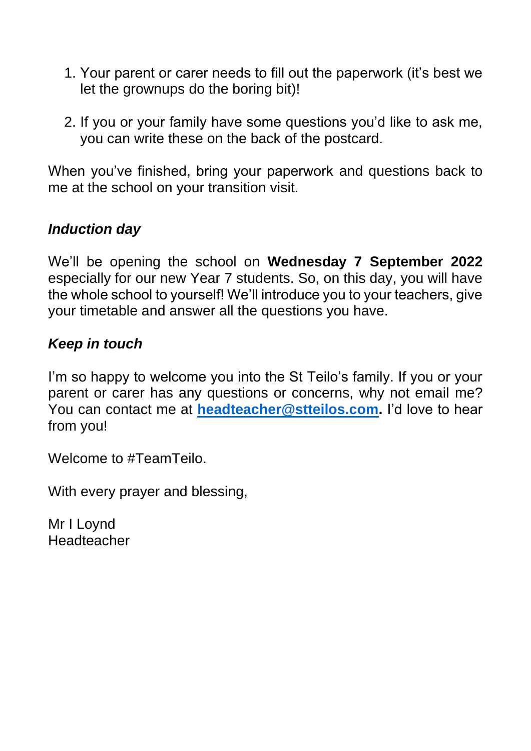1. Your parent or carer needs to fill out the paperwork (it's best we let the grownups do the boring bit)!

2. If you or your family have some questions you'd like to ask me, you can write these on the back of the postcard.

When you've finished, bring your paperwork and questions back to me at the school on your transition visit.

***Induction day***

We'll be opening the school on **Wednesday 7 September 2022** especially for our new Year 7 students. So, on this day, you will have the whole school to yourself! We'll introduce you to your teachers, give your timetable and answer all the questions you have.

***Keep in touch***

I'm so happy to welcome you into the St Teilo's family. If you or your parent or carer has any questions or concerns, why not email me? You can contact me at **headteacher@stteilos.com.** I'd love to hear from you!

Welcome to #TeamTeilo.

With every prayer and blessing,

Mr I Loynd
Headteacher